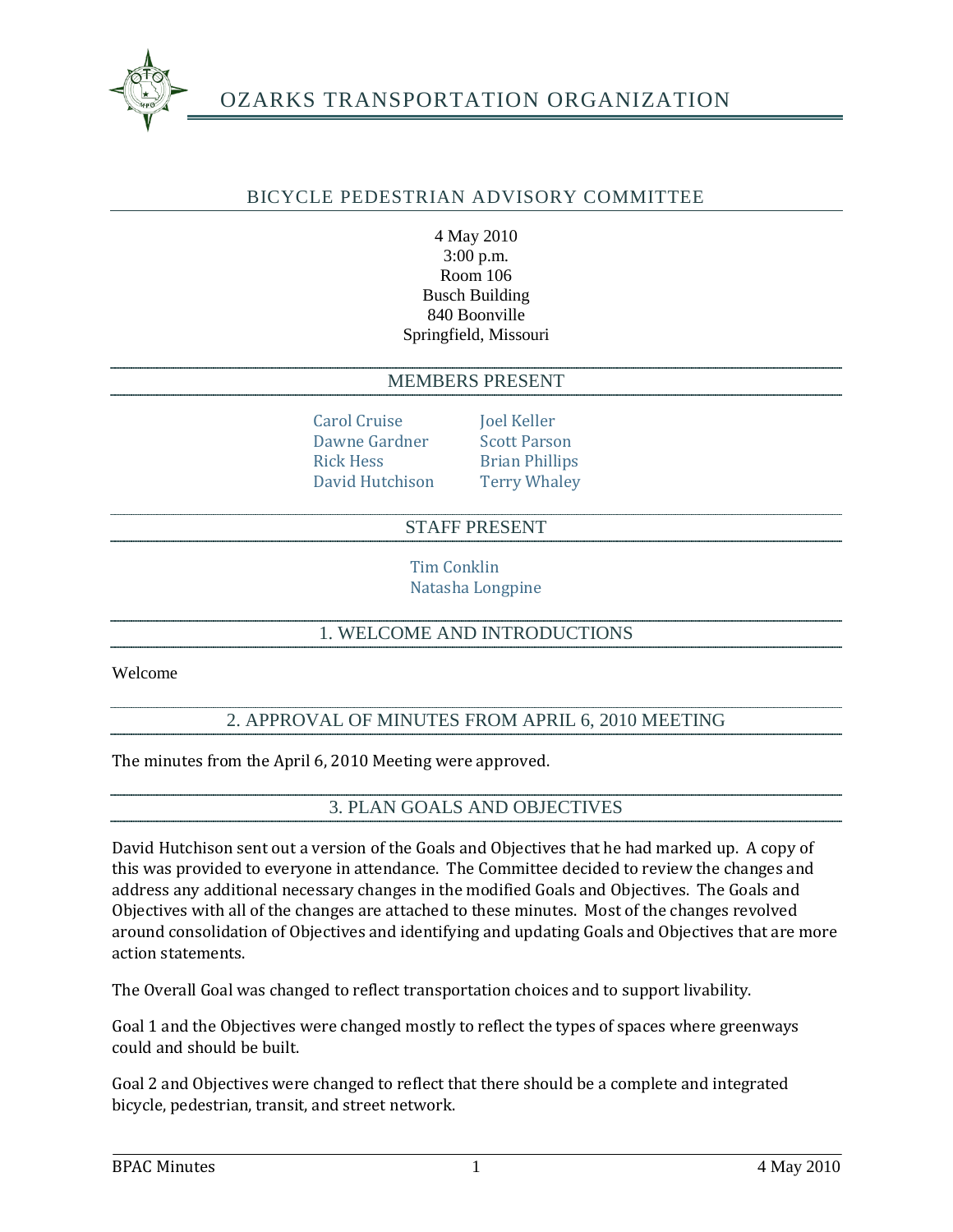# OZARKS TRANSPORTATION ORGANIZATION

## BICYCLE PEDESTRIAN ADVISORY COMMITTEE

4 May 2010
3:00 p.m.
Room 106
Busch Building
840 Boonville
Springfield, Missouri

## MEMBERS PRESENT

Carol Cruise
Dawne Gardner
Rick Hess
David Hutchison
Joel Keller
Scott Parson
Brian Phillips
Terry Whaley

## STAFF PRESENT

Tim Conklin
Natasha Longpine

## 1. WELCOME AND INTRODUCTIONS

Welcome

## 2. APPROVAL OF MINUTES FROM APRIL 6, 2010 MEETING

The minutes from the April 6, 2010 Meeting were approved.

## 3. PLAN GOALS AND OBJECTIVES

David Hutchison sent out a version of the Goals and Objectives that he had marked up. A copy of this was provided to everyone in attendance. The Committee decided to review the changes and address any additional necessary changes in the modified Goals and Objectives. The Goals and Objectives with all of the changes are attached to these minutes. Most of the changes revolved around consolidation of Objectives and identifying and updating Goals and Objectives that are more action statements.

The Overall Goal was changed to reflect transportation choices and to support livability.

Goal 1 and the Objectives were changed mostly to reflect the types of spaces where greenways could and should be built.

Goal 2 and Objectives were changed to reflect that there should be a complete and integrated bicycle, pedestrian, transit, and street network.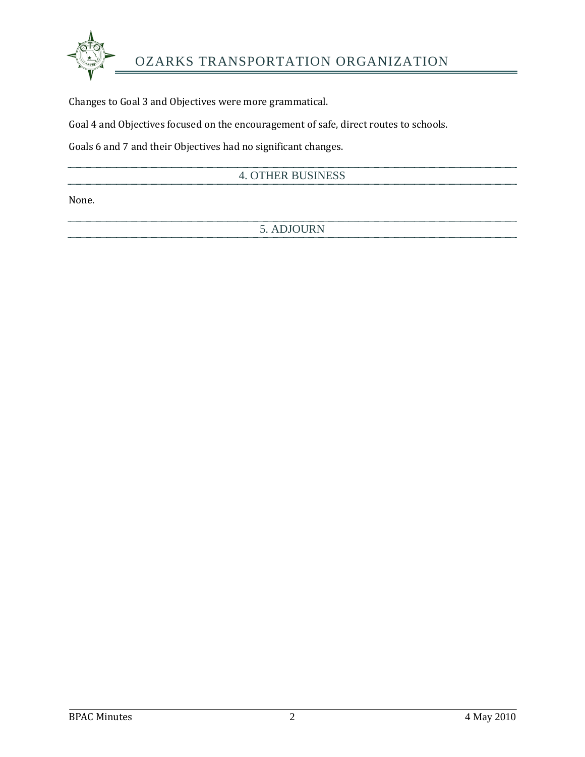Changes to Goal 3 and Objectives were more grammatical.

Goal 4 and Objectives focused on the encouragement of safe, direct routes to schools.

Goals 6 and 7 and their Objectives had no significant changes.

## 4. OTHER BUSINESS

None.

## 5. ADJOURN